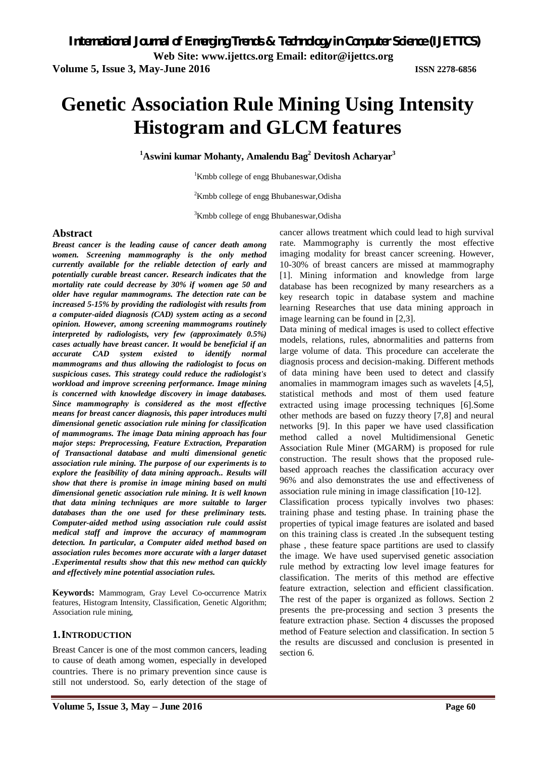# Genetic Association Rule Mining Using Intensity Histogram and GLCM features

**[1]Aswini kumar Mohanty, Amalendu Bag[2] Devitosh Acharyar[3]**

[1]Kmbb college of engg Bhubaneswar,Odisha

[2]Kmbb college of engg Bhubaneswar,Odisha

[3]Kmbb college of engg Bhubaneswar,Odisha

## Abstract

***Breast cancer is the leading cause of cancer death among women. Screening mammography is the only method currently available for the reliable detection of early and potentially curable breast cancer. Research indicates that the mortality rate could decrease by 30% if women age 50 and older have regular mammograms. The detection rate can be increased 5-15% by providing the radiologist with results from a computer-aided diagnosis (CAD) system acting as a second opinion. However, among screening mammograms routinely interpreted by radiologists, very few (approximately 0.5%) cases actually have breast cancer. It would be beneficial if an accurate CAD system existed to identify normal mammograms and thus allowing the radiologist to focus on suspicious cases. This strategy could reduce the radiologist's workload and improve screening performance. Image mining is concerned with knowledge discovery in image databases. Since mammography is considered as the most effective means for breast cancer diagnosis, this paper introduces multi dimensional genetic association rule mining for classification of mammograms. The image Data mining approach has four major steps: Preprocessing, Feature Extraction, Preparation of Transactional database and multi dimensional genetic association rule mining. The purpose of our experiments is to explore the feasibility of data mining approach.. Results will show that there is promise in image mining based on multi dimensional genetic association rule mining. It is well known that data mining techniques are more suitable to larger databases than the one used for these preliminary tests. Computer-aided method using association rule could assist medical staff and improve the accuracy of mammogram detection. In particular, a Computer aided method based on association rules becomes more accurate with a larger dataset .Experimental results show that this new method can quickly and effectively mine potential association rules.***

**Keywords:** Mammogram, Gray Level Co-occurrence Matrix features, Histogram Intensity, Classification, Genetic Algorithm; Association rule mining,

## 1. INTRODUCTION

Breast Cancer is one of the most common cancers, leading to cause of death among women, especially in developed countries. There is no primary prevention since cause is still not understood. So, early detection of the stage of cancer allows treatment which could lead to high survival rate. Mammography is currently the most effective imaging modality for breast cancer screening. However, 10-30% of breast cancers are missed at mammography [1]. Mining information and knowledge from large database has been recognized by many researchers as a key research topic in database system and machine learning Researches that use data mining approach in image learning can be found in [2,3].

Data mining of medical images is used to collect effective models, relations, rules, abnormalities and patterns from large volume of data. This procedure can accelerate the diagnosis process and decision-making. Different methods of data mining have been used to detect and classify anomalies in mammogram images such as wavelets [4,5], statistical methods and most of them used feature extracted using image processing techniques [6].Some other methods are based on fuzzy theory [7,8] and neural networks [9]. In this paper we have used classification method called a novel Multidimensional Genetic Association Rule Miner (MGARM) is proposed for rule construction. The result shows that the proposed rule-based approach reaches the classification accuracy over 96% and also demonstrates the use and effectiveness of association rule mining in image classification [10-12].

Classification process typically involves two phases: training phase and testing phase. In training phase the properties of typical image features are isolated and based on this training class is created .In the subsequent testing phase , these feature space partitions are used to classify the image. We have used supervised genetic association rule method by extracting low level image features for classification. The merits of this method are effective feature extraction, selection and efficient classification. The rest of the paper is organized as follows. Section 2 presents the pre-processing and section 3 presents the feature extraction phase. Section 4 discusses the proposed method of Feature selection and classification. In section 5 the results are discussed and conclusion is presented in section 6.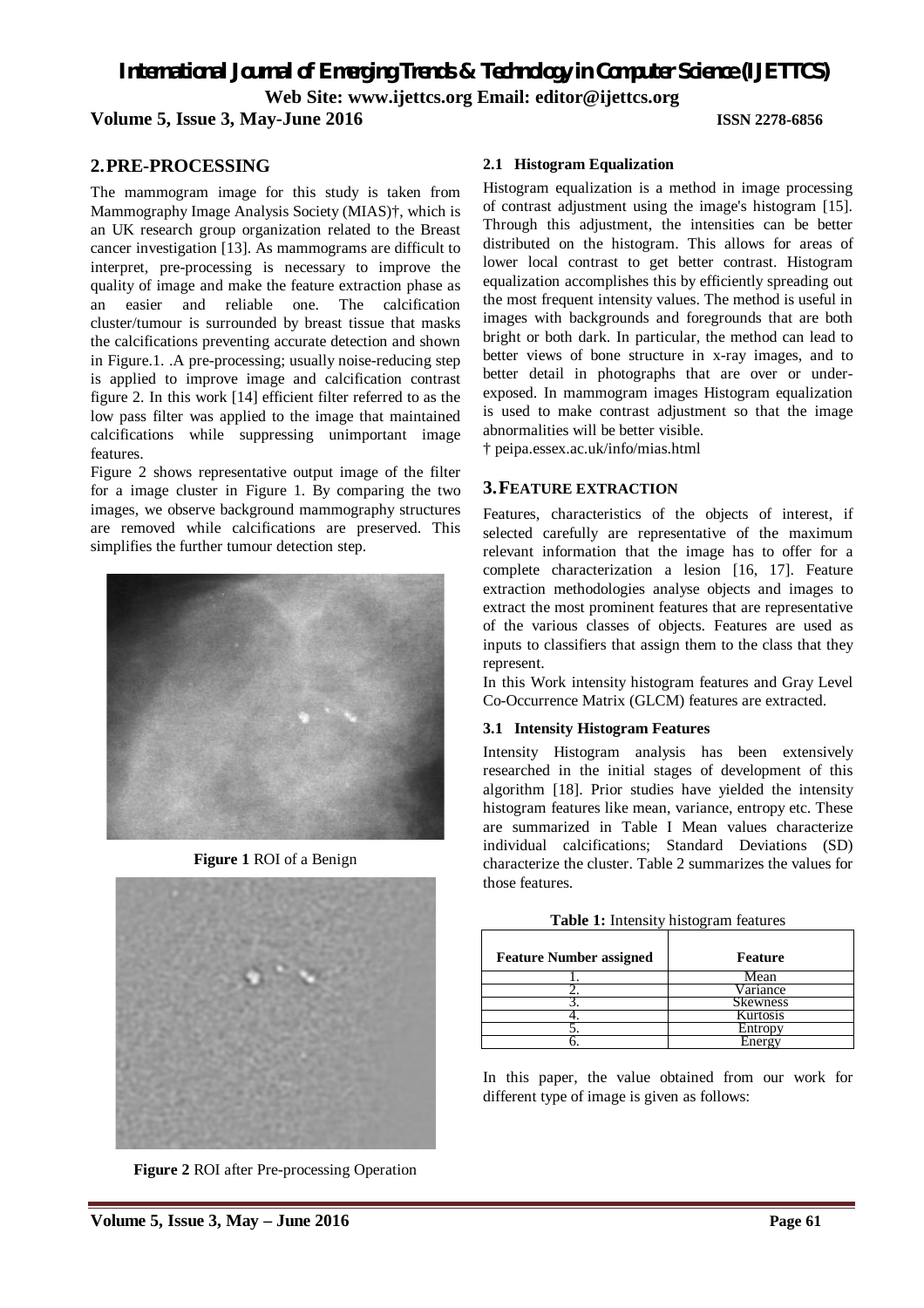## 2. PRE-PROCESSING

The mammogram image for this study is taken from Mammography Image Analysis Society (MIAS)†, which is an UK research group organization related to the Breast cancer investigation [13]. As mammograms are difficult to interpret, pre-processing is necessary to improve the quality of image and make the feature extraction phase as an easier and reliable one. The calcification cluster/tumour is surrounded by breast tissue that masks the calcifications preventing accurate detection and shown in Figure.1. .A pre-processing; usually noise-reducing step is applied to improve image and calcification contrast figure 2. In this work [14] efficient filter referred to as the low pass filter was applied to the image that maintained calcifications while suppressing unimportant image features.

Figure 2 shows representative output image of the filter for a image cluster in Figure 1. By comparing the two images, we observe background mammography structures are removed while calcifications are preserved. This simplifies the further tumour detection step.

**Figure 1** ROI of a Benign

**Figure 2** ROI after Pre-processing Operation

### 2.1 Histogram Equalization

Histogram equalization is a method in image processing of contrast adjustment using the image's histogram [15]. Through this adjustment, the intensities can be better distributed on the histogram. This allows for areas of lower local contrast to get better contrast. Histogram equalization accomplishes this by efficiently spreading out the most frequent intensity values. The method is useful in images with backgrounds and foregrounds that are both bright or both dark. In particular, the method can lead to better views of bone structure in x-ray images, and to better detail in photographs that are over or under-exposed. In mammogram images Histogram equalization is used to make contrast adjustment so that the image abnormalities will be better visible.

† peipa.essex.ac.uk/info/mias.html

## 3. FEATURE EXTRACTION

Features, characteristics of the objects of interest, if selected carefully are representative of the maximum relevant information that the image has to offer for a complete characterization a lesion [16, 17]. Feature extraction methodologies analyse objects and images to extract the most prominent features that are representative of the various classes of objects. Features are used as inputs to classifiers that assign them to the class that they represent.

In this Work intensity histogram features and Gray Level Co-Occurrence Matrix (GLCM) features are extracted.

### 3.1 Intensity Histogram Features

Intensity Histogram analysis has been extensively researched in the initial stages of development of this algorithm [18]. Prior studies have yielded the intensity histogram features like mean, variance, entropy etc. These are summarized in Table I Mean values characterize individual calcifications; Standard Deviations (SD) characterize the cluster. Table 2 summarizes the values for those features.

**Table 1:** Intensity histogram features

| Feature Number assigned | Feature |
|---|---|
| 1. | Mean |
| 2. | Variance |
| 3. | Skewness |
| 4. | Kurtosis |
| 5. | Entropy |
| 6. | Energy |

In this paper, the value obtained from our work for different type of image is given as follows: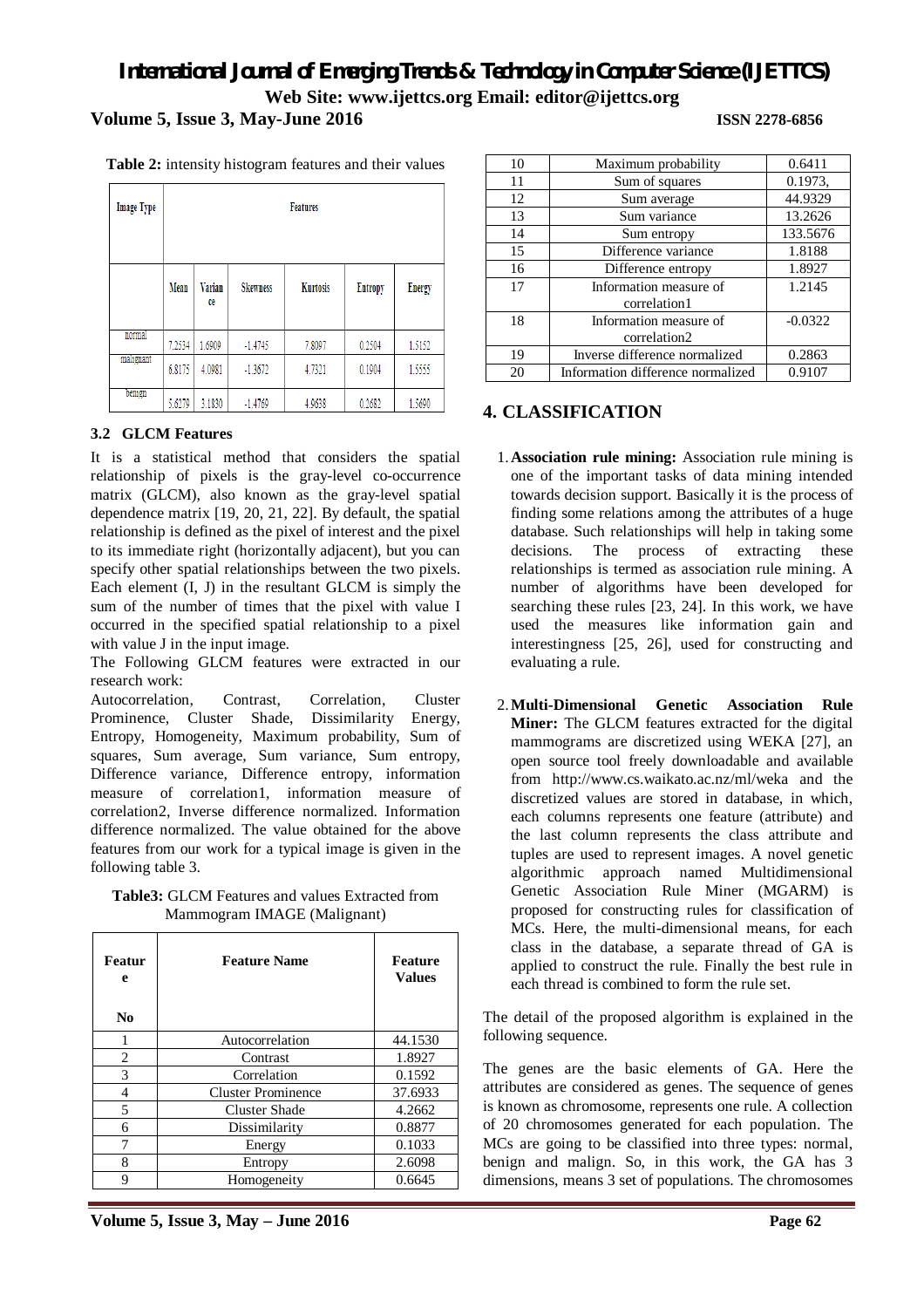**Table 2:** intensity histogram features and their values

| Image Type | Features | | | | | |
|---|---|---|---|---|---|---|
| | Mean | Variance | Skewness | Kurtosis | Entropy | Energy |
| normal | 7.2534 | 1.6909 | -1.4745 | 7.8097 | 0.2504 | 1.5152 |
| malignant | 6.8175 | 4.0981 | -1.3672 | 4.7321 | 0.1904 | 1.5555 |
| benign | 5.6279 | 3.1830 | -1.4769 | 4.9638 | 0.2682 | 1.5690 |

### 3.2 GLCM Features

It is a statistical method that considers the spatial relationship of pixels is the gray-level co-occurrence matrix (GLCM), also known as the gray-level spatial dependence matrix [19, 20, 21, 22]. By default, the spatial relationship is defined as the pixel of interest and the pixel to its immediate right (horizontally adjacent), but you can specify other spatial relationships between the two pixels. Each element (I, J) in the resultant GLCM is simply the sum of the number of times that the pixel with value I occurred in the specified spatial relationship to a pixel with value J in the input image.

The Following GLCM features were extracted in our research work:

Autocorrelation, Contrast, Correlation, Cluster Prominence, Cluster Shade, Dissimilarity Energy, Entropy, Homogeneity, Maximum probability, Sum of squares, Sum average, Sum variance, Sum entropy, Difference variance, Difference entropy, information measure of correlation1, information measure of correlation2, Inverse difference normalized. Information difference normalized. The value obtained for the above features from our work for a typical image is given in the following table 3.

**Table3:** GLCM Features and values Extracted from Mammogram IMAGE (Malignant)

| Feature No | Feature Name | Feature Values |
|---|---|---|
| 1 | Autocorrelation | 44.1530 |
| 2 | Contrast | 1.8927 |
| 3 | Correlation | 0.1592 |
| 4 | Cluster Prominence | 37.6933 |
| 5 | Cluster Shade | 4.2662 |
| 6 | Dissimilarity | 0.8877 |
| 7 | Energy | 0.1033 |
| 8 | Entropy | 2.6098 |
| 9 | Homogeneity | 0.6645 |
| 10 | Maximum probability | 0.6411 |
| 11 | Sum of squares | 0.1973, |
| 12 | Sum average | 44.9329 |
| 13 | Sum variance | 13.2626 |
| 14 | Sum entropy | 133.5676 |
| 15 | Difference variance | 1.8188 |
| 16 | Difference entropy | 1.8927 |
| 17 | Information measure of correlation1 | 1.2145 |
| 18 | Information measure of correlation2 | -0.0322 |
| 19 | Inverse difference normalized | 0.2863 |
| 20 | Information difference normalized | 0.9107 |

## 4. CLASSIFICATION

1. **Association rule mining:** Association rule mining is one of the important tasks of data mining intended towards decision support. Basically it is the process of finding some relations among the attributes of a huge database. Such relationships will help in taking some decisions. The process of extracting these relationships is termed as association rule mining. A number of algorithms have been developed for searching these rules [23, 24]. In this work, we have used the measures like information gain and interestingness [25, 26], used for constructing and evaluating a rule.

2. **Multi-Dimensional Genetic Association Rule Miner:** The GLCM features extracted for the digital mammograms are discretized using WEKA [27], an open source tool freely downloadable and available from http://www.cs.waikato.ac.nz/ml/weka and the discretized values are stored in database, in which, each columns represents one feature (attribute) and the last column represents the class attribute and tuples are used to represent images. A novel genetic algorithmic approach named Multidimensional Genetic Association Rule Miner (MGARM) is proposed for constructing rules for classification of MCs. Here, the multi-dimensional means, for each class in the database, a separate thread of GA is applied to construct the rule. Finally the best rule in each thread is combined to form the rule set.

The detail of the proposed algorithm is explained in the following sequence.

The genes are the basic elements of GA. Here the attributes are considered as genes. The sequence of genes is known as chromosome, represents one rule. A collection of 20 chromosomes generated for each population. The MCs are going to be classified into three types: normal, benign and malign. So, in this work, the GA has 3 dimensions, means 3 set of populations. The chromosomes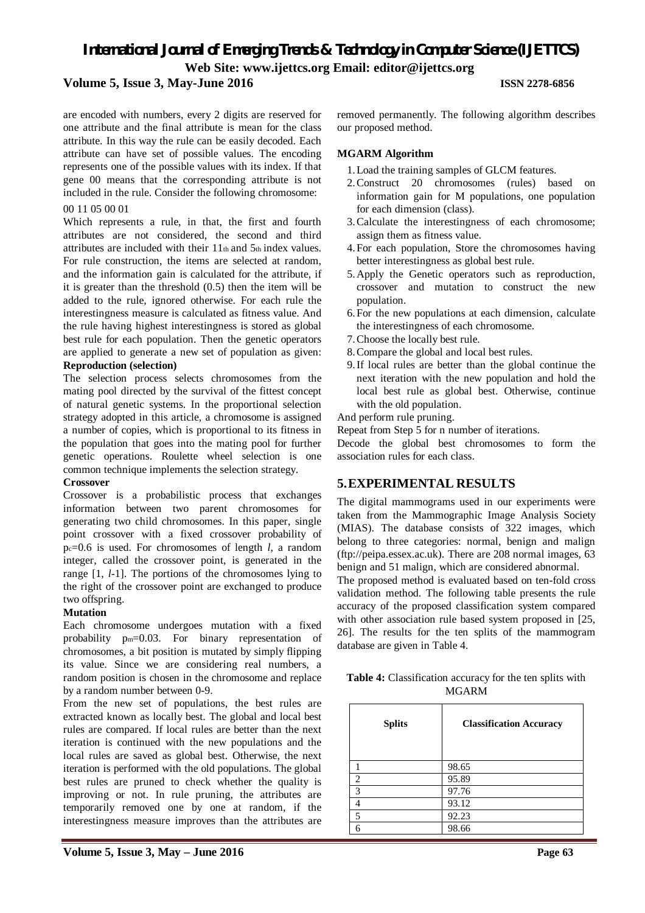are encoded with numbers, every 2 digits are reserved for one attribute and the final attribute is mean for the class attribute. In this way the rule can be easily decoded. Each attribute can have set of possible values. The encoding represents one of the possible values with its index. If that gene 00 means that the corresponding attribute is not included in the rule. Consider the following chromosome:

00 11 05 00 01

Which represents a rule, in that, the first and fourth attributes are not considered, the second and third attributes are included with their $11_{th}$ and $5_{th}$ index values. For rule construction, the items are selected at random, and the information gain is calculated for the attribute, if it is greater than the threshold (0.5) then the item will be added to the rule, ignored otherwise. For each rule the interestingness measure is calculated as fitness value. And the rule having highest interestingness is stored as global best rule for each population. Then the genetic operators are applied to generate a new set of population as given:

**Reproduction (selection)**

The selection process selects chromosomes from the mating pool directed by the survival of the fittest concept of natural genetic systems. In the proportional selection strategy adopted in this article, a chromosome is assigned a number of copies, which is proportional to its fitness in the population that goes into the mating pool for further genetic operations. Roulette wheel selection is one common technique implements the selection strategy.

**Crossover**

Crossover is a probabilistic process that exchanges information between two parent chromosomes for generating two child chromosomes. In this paper, single point crossover with a fixed crossover probability of $p_c$=0.6 is used. For chromosomes of length $l$, a random integer, called the crossover point, is generated in the range [1, $l$-1]. The portions of the chromosomes lying to the right of the crossover point are exchanged to produce two offspring.

**Mutation**

Each chromosome undergoes mutation with a fixed probability $p_m$=0.03. For binary representation of chromosomes, a bit position is mutated by simply flipping its value. Since we are considering real numbers, a random position is chosen in the chromosome and replace by a random number between 0-9.

From the new set of populations, the best rules are extracted known as locally best. The global and local best rules are compared. If local rules are better than the next iteration is continued with the new populations and the local rules are saved as global best. Otherwise, the next iteration is performed with the old populations. The global best rules are pruned to check whether the quality is improving or not. In rule pruning, the attributes are temporarily removed one by one at random, if the interestingness measure improves than the attributes are removed permanently. The following algorithm describes our proposed method.

**MGARM Algorithm**

1. Load the training samples of GLCM features.
2. Construct 20 chromosomes (rules) based on information gain for M populations, one population for each dimension (class).
3. Calculate the interestingness of each chromosome; assign them as fitness value.
4. For each population, Store the chromosomes having better interestingness as global best rule.
5. Apply the Genetic operators such as reproduction, crossover and mutation to construct the new population.
6. For the new populations at each dimension, calculate the interestingness of each chromosome.
7. Choose the locally best rule.
8. Compare the global and local best rules.
9. If local rules are better than the global continue the next iteration with the new population and hold the local best rule as global best. Otherwise, continue with the old population.

And perform rule pruning.

Repeat from Step 5 for n number of iterations.

Decode the global best chromosomes to form the association rules for each class.

## 5. EXPERIMENTAL RESULTS

The digital mammograms used in our experiments were taken from the Mammographic Image Analysis Society (MIAS). The database consists of 322 images, which belong to three categories: normal, benign and malign (ftp://peipa.essex.ac.uk). There are 208 normal images, 63 benign and 51 malign, which are considered abnormal.

The proposed method is evaluated based on ten-fold cross validation method. The following table presents the rule accuracy of the proposed classification system compared with other association rule based system proposed in [25, 26]. The results for the ten splits of the mammogram database are given in Table 4.

**Table 4:** Classification accuracy for the ten splits with MGARM

| Splits | Classification Accuracy |
|---|---|
| 1 | 98.65 |
| 2 | 95.89 |
| 3 | 97.76 |
| 4 | 93.12 |
| 5 | 92.23 |
| 6 | 98.66 |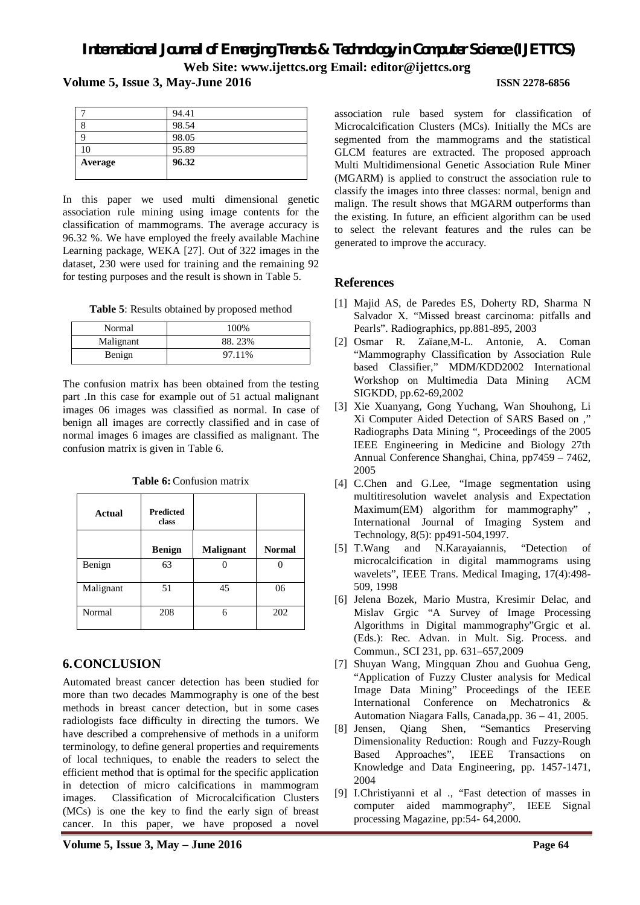| 7 | 94.41 |
|---|---|
| 8 | 98.54 |
| 9 | 98.05 |
| 10 | 95.89 |
| **Average** | **96.32** |

In this paper we used multi dimensional genetic association rule mining using image contents for the classification of mammograms. The average accuracy is 96.32 %. We have employed the freely available Machine Learning package, WEKA [27]. Out of 322 images in the dataset, 230 were used for training and the remaining 92 for testing purposes and the result is shown in Table 5.

**Table 5**: Results obtained by proposed method

| Normal | 100% |
|---|---|
| Malignant | 88. 23% |
| Benign | 97.11% |

The confusion matrix has been obtained from the testing part .In this case for example out of 51 actual malignant images 06 images was classified as normal. In case of benign all images are correctly classified and in case of normal images 6 images are classified as malignant. The confusion matrix is given in Table 6.

**Table 6:** Confusion matrix

| **Actual** | **Predicted class** | | |
|---|---|---|---|
| | **Benign** | **Malignant** | **Normal** |
| Benign | 63 | 0 | 0 |
| Malignant | 51 | 45 | 06 |
| Normal | 208 | 6 | 202 |

## 6. CONCLUSION

Automated breast cancer detection has been studied for more than two decades Mammography is one of the best methods in breast cancer detection, but in some cases radiologists face difficulty in directing the tumors. We have described a comprehensive of methods in a uniform terminology, to define general properties and requirements of local techniques, to enable the readers to select the efficient method that is optimal for the specific application in detection of micro calcifications in mammogram images. Classification of Microcalcification Clusters (MCs) is one the key to find the early sign of breast cancer. In this paper, we have proposed a novel association rule based system for classification of Microcalcification Clusters (MCs). Initially the MCs are segmented from the mammograms and the statistical GLCM features are extracted. The proposed approach Multi Multidimensional Genetic Association Rule Miner (MGARM) is applied to construct the association rule to classify the images into three classes: normal, benign and malign. The result shows that MGARM outperforms than the existing. In future, an efficient algorithm can be used to select the relevant features and the rules can be generated to improve the accuracy.

## References

[1] Majid AS, de Paredes ES, Doherty RD, Sharma N Salvador X. "Missed breast carcinoma: pitfalls and Pearls". Radiographics, pp.881-895, 2003

[2] Osmar R. Zaïane,M-L. Antonie, A. Coman "Mammography Classification by Association Rule based Classifier," MDM/KDD2002 International Workshop on Multimedia Data Mining ACM SIGKDD, pp.62-69,2002

[3] Xie Xuanyang, Gong Yuchang, Wan Shouhong, Li Xi Computer Aided Detection of SARS Based on ," Radiographs Data Mining ", Proceedings of the 2005 IEEE Engineering in Medicine and Biology 27th Annual Conference Shanghai, China, pp7459 – 7462, 2005

[4] C.Chen and G.Lee, "Image segmentation using multitiresolution wavelet analysis and Expectation Maximum(EM) algorithm for mammography" , International Journal of Imaging System and Technology, 8(5): pp491-504,1997.

[5] T.Wang and N.Karayaiannis, "Detection of microcalcification in digital mammograms using wavelets", IEEE Trans. Medical Imaging, 17(4):498-509, 1998

[6] Jelena Bozek, Mario Mustra, Kresimir Delac, and Mislav Grgic "A Survey of Image Processing Algorithms in Digital mammography"Grgic et al. (Eds.): Rec. Advan. in Mult. Sig. Process. and Commun., SCI 231, pp. 631–657,2009

[7] Shuyan Wang, Mingquan Zhou and Guohua Geng, "Application of Fuzzy Cluster analysis for Medical Image Data Mining" Proceedings of the IEEE International Conference on Mechatronics & Automation Niagara Falls, Canada,pp. 36 – 41, 2005.

[8] Jensen, Qiang Shen, "Semantics Preserving Dimensionality Reduction: Rough and Fuzzy-Rough Based Approaches", IEEE Transactions on Knowledge and Data Engineering, pp. 1457-1471, 2004

[9] I.Christiyanni et al ., "Fast detection of masses in computer aided mammography", IEEE Signal processing Magazine, pp:54- 64,2000.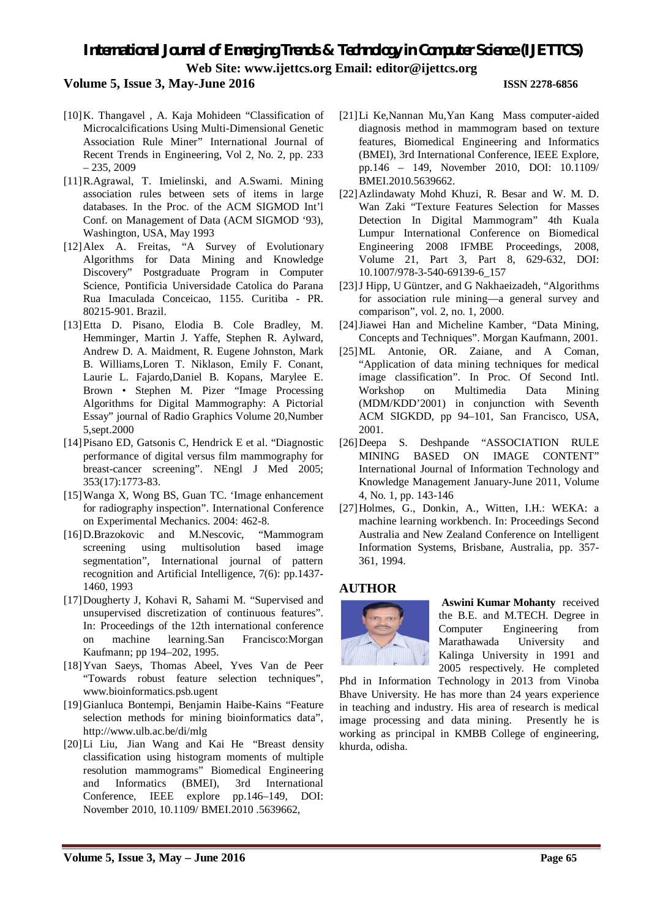[10] K. Thangavel , A. Kaja Mohideen "Classification of Microcalcifications Using Multi-Dimensional Genetic Association Rule Miner" International Journal of Recent Trends in Engineering, Vol 2, No. 2, pp. 233 – 235, 2009

[11] R.Agrawal, T. Imielinski, and A.Swami. Mining association rules between sets of items in large databases. In the Proc. of the ACM SIGMOD Int'l Conf. on Management of Data (ACM SIGMOD '93), Washington, USA, May 1993

[12] Alex A. Freitas, "A Survey of Evolutionary Algorithms for Data Mining and Knowledge Discovery" Postgraduate Program in Computer Science, Pontificia Universidade Catolica do Parana Rua Imaculada Conceicao, 1155. Curitiba - PR. 80215-901. Brazil.

[13] Etta D. Pisano, Elodia B. Cole Bradley, M. Hemminger, Martin J. Yaffe, Stephen R. Aylward, Andrew D. A. Maidment, R. Eugene Johnston, Mark B. Williams,Loren T. Niklason, Emily F. Conant, Laurie L. Fajardo,Daniel B. Kopans, Marylee E. Brown • Stephen M. Pizer "Image Processing Algorithms for Digital Mammography: A Pictorial Essay" journal of Radio Graphics Volume 20,Number 5,sept.2000

[14] Pisano ED, Gatsonis C, Hendrick E et al. "Diagnostic performance of digital versus film mammography for breast-cancer screening". NEngl J Med 2005; 353(17):1773-83.

[15] Wanga X, Wong BS, Guan TC. 'Image enhancement for radiography inspection". International Conference on Experimental Mechanics. 2004: 462-8.

[16] D.Brazokovic and M.Nescovic, "Mammogram screening using multisolution based image segmentation", International journal of pattern recognition and Artificial Intelligence, 7(6): pp.1437-1460, 1993

[17] Dougherty J, Kohavi R, Sahami M. "Supervised and unsupervised discretization of continuous features". In: Proceedings of the 12th international conference on machine learning.San Francisco:Morgan Kaufmann; pp 194–202, 1995.

[18] Yvan Saeys, Thomas Abeel, Yves Van de Peer "Towards robust feature selection techniques", www.bioinformatics.psb.ugent

[19] Gianluca Bontempi, Benjamin Haibe-Kains "Feature selection methods for mining bioinformatics data", http://www.ulb.ac.be/di/mlg

[20] Li Liu, Jian Wang and Kai He "Breast density classification using histogram moments of multiple resolution mammograms" Biomedical Engineering and Informatics (BMEI), 3rd International Conference, IEEE explore pp.146–149, DOI: November 2010, 10.1109/ BMEI.2010 .5639662,

[21] Li Ke,Nannan Mu,Yan Kang Mass computer-aided diagnosis method in mammogram based on texture features, Biomedical Engineering and Informatics (BMEI), 3rd International Conference, IEEE Explore, pp.146 – 149, November 2010, DOI: 10.1109/ BMEI.2010.5639662.

[22] Azlindawaty Mohd Khuzi, R. Besar and W. M. D. Wan Zaki "Texture Features Selection for Masses Detection In Digital Mammogram" 4th Kuala Lumpur International Conference on Biomedical Engineering 2008 IFMBE Proceedings, 2008, Volume 21, Part 3, Part 8, 629-632, DOI: 10.1007/978-3-540-69139-6_157

[23] J Hipp, U Güntzer, and G Nakhaeizadeh, "Algorithms for association rule mining—a general survey and comparison", vol. 2, no. 1, 2000.

[24] Jiawei Han and Micheline Kamber, "Data Mining, Concepts and Techniques". Morgan Kaufmann, 2001.

[25] ML Antonie, OR. Zaiane, and A Coman, "Application of data mining techniques for medical image classification". In Proc. Of Second Intl. Workshop on Multimedia Data Mining (MDM/KDD'2001) in conjunction with Seventh ACM SIGKDD, pp 94–101, San Francisco, USA, 2001.

[26] Deepa S. Deshpande "ASSOCIATION RULE MINING BASED ON IMAGE CONTENT" International Journal of Information Technology and Knowledge Management January-June 2011, Volume 4, No. 1, pp. 143-146

[27] Holmes, G., Donkin, A., Witten, I.H.: WEKA: a machine learning workbench. In: Proceedings Second Australia and New Zealand Conference on Intelligent Information Systems, Brisbane, Australia, pp. 357-361, 1994.

## AUTHOR

**Aswini Kumar Mohanty** received the B.E. and M.TECH. Degree in Computer Engineering from Marathawada University and Kalinga University in 1991 and 2005 respectively. He completed Phd in Information Technology in 2013 from Vinoba Bhave University. He has more than 24 years experience in teaching and industry. His area of research is medical image processing and data mining. Presently he is working as principal in KMBB College of engineering, khurda, odisha.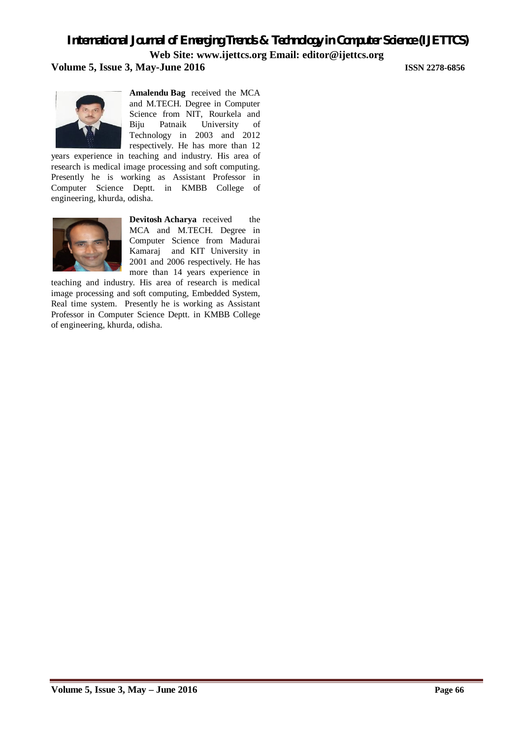**Amalendu Bag** received the MCA and M.TECH. Degree in Computer Science from NIT, Rourkela and Biju Patnaik University of Technology in 2003 and 2012 respectively. He has more than 12 years experience in teaching and industry. His area of research is medical image processing and soft computing. Presently he is working as Assistant Professor in Computer Science Deptt. in KMBB College of engineering, khurda, odisha.

**Devitosh Acharya** received the MCA and M.TECH. Degree in Computer Science from Madurai Kamaraj and KIT University in 2001 and 2006 respectively. He has more than 14 years experience in teaching and industry. His area of research is medical image processing and soft computing, Embedded System, Real time system. Presently he is working as Assistant Professor in Computer Science Deptt. in KMBB College of engineering, khurda, odisha.